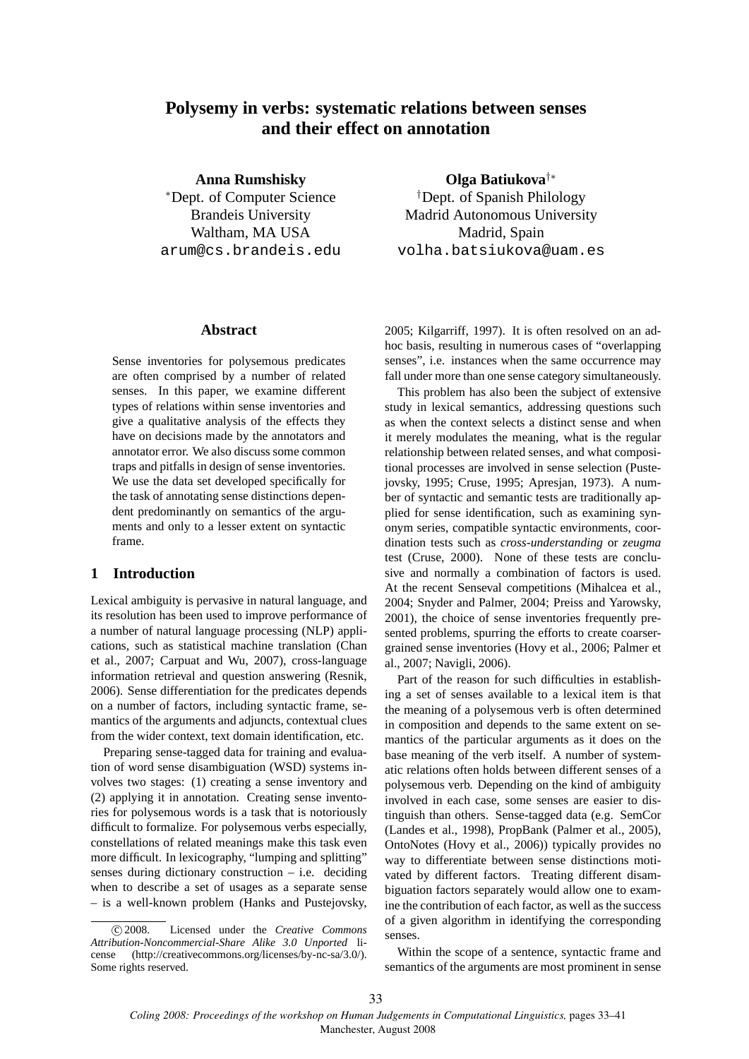# Polysemy in verbs: systematic relations between senses and their effect on annotation

**Anna Rumshisky**
[*]Dept. of Computer Science
Brandeis University
Waltham, MA USA
arum@cs.brandeis.edu

**Olga Batiukova**[†*]
[†]Dept. of Spanish Philology
Madrid Autonomous University
Madrid, Spain
volha.batsiukova@uam.es

## Abstract

Sense inventories for polysemous predicates are often comprised by a number of related senses. In this paper, we examine different types of relations within sense inventories and give a qualitative analysis of the effects they have on decisions made by the annotators and annotator error. We also discuss some common traps and pitfalls in design of sense inventories. We use the data set developed specifically for the task of annotating sense distinctions dependent predominantly on semantics of the arguments and only to a lesser extent on syntactic frame.

## 1 Introduction

Lexical ambiguity is pervasive in natural language, and its resolution has been used to improve performance of a number of natural language processing (NLP) applications, such as statistical machine translation (Chan et al., 2007; Carpuat and Wu, 2007), cross-language information retrieval and question answering (Resnik, 2006). Sense differentiation for the predicates depends on a number of factors, including syntactic frame, semantics of the arguments and adjuncts, contextual clues from the wider context, text domain identification, etc.

Preparing sense-tagged data for training and evaluation of word sense disambiguation (WSD) systems involves two stages: (1) creating a sense inventory and (2) applying it in annotation. Creating sense inventories for polysemous words is a task that is notoriously difficult to formalize. For polysemous verbs especially, constellations of related meanings make this task even more difficult. In lexicography, "lumping and splitting" senses during dictionary construction – i.e. deciding when to describe a set of usages as a separate sense – is a well-known problem (Hanks and Pustejovsky, 2005; Kilgarriff, 1997). It is often resolved on an ad-hoc basis, resulting in numerous cases of "overlapping senses", i.e. instances when the same occurrence may fall under more than one sense category simultaneously.

This problem has also been the subject of extensive study in lexical semantics, addressing questions such as when the context selects a distinct sense and when it merely modulates the meaning, what is the regular relationship between related senses, and what compositional processes are involved in sense selection (Pustejovsky, 1995; Cruse, 1995; Apresjan, 1973). A number of syntactic and semantic tests are traditionally applied for sense identification, such as examining synonym series, compatible syntactic environments, coordination tests such as *cross-understanding* or *zeugma* test (Cruse, 2000). None of these tests are conclusive and normally a combination of factors is used. At the recent Senseval competitions (Mihalcea et al., 2004; Snyder and Palmer, 2004; Preiss and Yarowsky, 2001), the choice of sense inventories frequently presented problems, spurring the efforts to create coarser-grained sense inventories (Hovy et al., 2006; Palmer et al., 2007; Navigli, 2006).

Part of the reason for such difficulties in establishing a set of senses available to a lexical item is that the meaning of a polysemous verb is often determined in composition and depends to the same extent on semantics of the particular arguments as it does on the base meaning of the verb itself. A number of systematic relations often holds between different senses of a polysemous verb. Depending on the kind of ambiguity involved in each case, some senses are easier to distinguish than others. Sense-tagged data (e.g. SemCor (Landes et al., 1998), PropBank (Palmer et al., 2005), OntoNotes (Hovy et al., 2006)) typically provides no way to differentiate between sense distinctions motivated by different factors. Treating different disambiguation factors separately would allow one to examine the contribution of each factor, as well as the success of a given algorithm in identifying the corresponding senses.

Within the scope of a sentence, syntactic frame and semantics of the arguments are most prominent in sense

© 2008. Licensed under the *Creative Commons Attribution-Noncommercial-Share Alike 3.0 Unported* license (http://creativecommons.org/licenses/by-nc-sa/3.0/). Some rights reserved.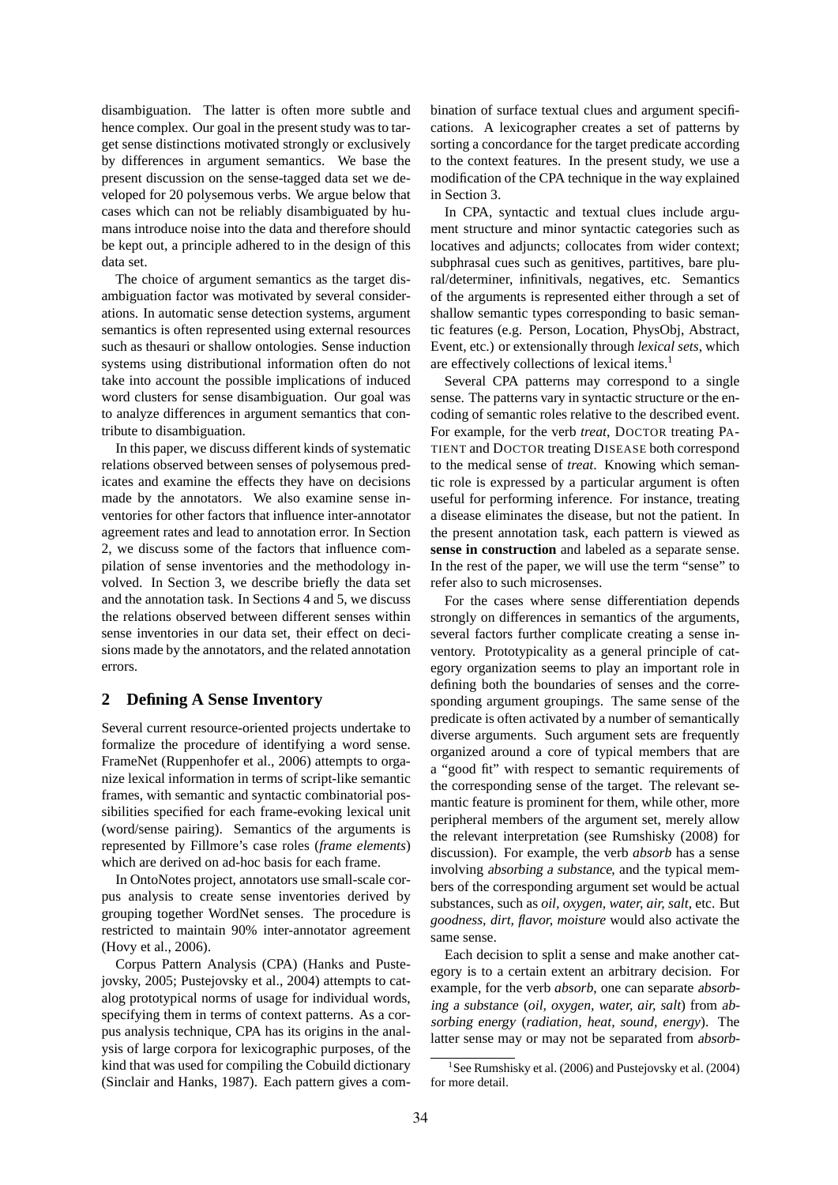disambiguation. The latter is often more subtle and hence complex. Our goal in the present study was to target sense distinctions motivated strongly or exclusively by differences in argument semantics. We base the present discussion on the sense-tagged data set we developed for 20 polysemous verbs. We argue below that cases which can not be reliably disambiguated by humans introduce noise into the data and therefore should be kept out, a principle adhered to in the design of this data set.

The choice of argument semantics as the target disambiguation factor was motivated by several considerations. In automatic sense detection systems, argument semantics is often represented using external resources such as thesauri or shallow ontologies. Sense induction systems using distributional information often do not take into account the possible implications of induced word clusters for sense disambiguation. Our goal was to analyze differences in argument semantics that contribute to disambiguation.

In this paper, we discuss different kinds of systematic relations observed between senses of polysemous predicates and examine the effects they have on decisions made by the annotators. We also examine sense inventories for other factors that influence inter-annotator agreement rates and lead to annotation error. In Section 2, we discuss some of the factors that influence compilation of sense inventories and the methodology involved. In Section 3, we describe briefly the data set and the annotation task. In Sections 4 and 5, we discuss the relations observed between different senses within sense inventories in our data set, their effect on decisions made by the annotators, and the related annotation errors.

## 2 Defining A Sense Inventory

Several current resource-oriented projects undertake to formalize the procedure of identifying a word sense. FrameNet (Ruppenhofer et al., 2006) attempts to organize lexical information in terms of script-like semantic frames, with semantic and syntactic combinatorial possibilities specified for each frame-evoking lexical unit (word/sense pairing). Semantics of the arguments is represented by Fillmore's case roles (*frame elements*) which are derived on ad-hoc basis for each frame.

In OntoNotes project, annotators use small-scale corpus analysis to create sense inventories derived by grouping together WordNet senses. The procedure is restricted to maintain 90% inter-annotator agreement (Hovy et al., 2006).

Corpus Pattern Analysis (CPA) (Hanks and Pustejovsky, 2005; Pustejovsky et al., 2004) attempts to catalog prototypical norms of usage for individual words, specifying them in terms of context patterns. As a corpus analysis technique, CPA has its origins in the analysis of large corpora for lexicographic purposes, of the kind that was used for compiling the Cobuild dictionary (Sinclair and Hanks, 1987). Each pattern gives a combination of surface textual clues and argument specifications. A lexicographer creates a set of patterns by sorting a concordance for the target predicate according to the context features. In the present study, we use a modification of the CPA technique in the way explained in Section 3.

In CPA, syntactic and textual clues include argument structure and minor syntactic categories such as locatives and adjuncts; collocates from wider context; subphrasal cues such as genitives, partitives, bare plural/determiner, infinitivals, negatives, etc. Semantics of the arguments is represented either through a set of shallow semantic types corresponding to basic semantic features (e.g. Person, Location, PhysObj, Abstract, Event, etc.) or extensionally through *lexical sets*, which are effectively collections of lexical items.[1]

Several CPA patterns may correspond to a single sense. The patterns vary in syntactic structure or the encoding of semantic roles relative to the described event. For example, for the verb *treat*, DOCTOR treating PATIENT and DOCTOR treating DISEASE both correspond to the medical sense of *treat*. Knowing which semantic role is expressed by a particular argument is often useful for performing inference. For instance, treating a disease eliminates the disease, but not the patient. In the present annotation task, each pattern is viewed as **sense in construction** and labeled as a separate sense. In the rest of the paper, we will use the term "sense" to refer also to such microsenses.

For the cases where sense differentiation depends strongly on differences in semantics of the arguments, several factors further complicate creating a sense inventory. Prototypicality as a general principle of category organization seems to play an important role in defining both the boundaries of senses and the corresponding argument groupings. The same sense of the predicate is often activated by a number of semantically diverse arguments. Such argument sets are frequently organized around a core of typical members that are a "good fit" with respect to semantic requirements of the corresponding sense of the target. The relevant semantic feature is prominent for them, while other, more peripheral members of the argument set, merely allow the relevant interpretation (see Rumshisky (2008) for discussion). For example, the verb *absorb* has a sense involving *absorbing a substance*, and the typical members of the corresponding argument set would be actual substances, such as *oil, oxygen, water, air, salt*, etc. But *goodness, dirt, flavor, moisture* would also activate the same sense.

Each decision to split a sense and make another category is to a certain extent an arbitrary decision. For example, for the verb *absorb*, one can separate *absorbing a substance* (*oil, oxygen, water, air, salt*) from *absorbing energy* (*radiation, heat, sound, energy*). The latter sense may or may not be separated from *absorb-*

[1] See Rumshisky et al. (2006) and Pustejovsky et al. (2004) for more detail.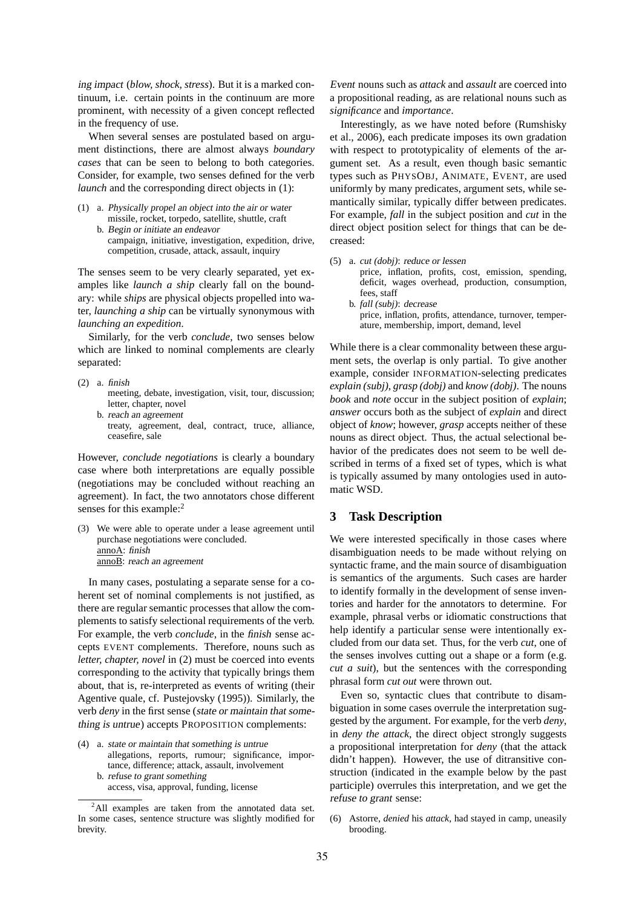*ing impact* (*blow, shock, stress*). But it is a marked continuum, i.e. certain points in the continuum are more prominent, with necessity of a given concept reflected in the frequency of use.

When several senses are postulated based on argument distinctions, there are almost always *boundary cases* that can be seen to belong to both categories. Consider, for example, two senses defined for the verb *launch* and the corresponding direct objects in (1):

(1) a. *Physically propel an object into the air or water*
missile, rocket, torpedo, satellite, shuttle, craft
b. *Begin or initiate an endeavor*
campaign, initiative, investigation, expedition, drive, competition, crusade, attack, assault, inquiry

The senses seem to be very clearly separated, yet examples like *launch a ship* clearly fall on the boundary: while *ships* are physical objects propelled into water, *launching a ship* can be virtually synonymous with *launching an expedition*.

Similarly, for the verb *conclude*, two senses below which are linked to nominal complements are clearly separated:

(2) a. *finish*
meeting, debate, investigation, visit, tour, discussion; letter, chapter, novel
b. *reach an agreement*
treaty, agreement, deal, contract, truce, alliance, ceasefire, sale

However, *conclude negotiations* is clearly a boundary case where both interpretations are equally possible (negotiations may be concluded without reaching an agreement). In fact, the two annotators chose different senses for this example:[2]

(3) We were able to operate under a lease agreement until purchase negotiations were concluded.
annoA: *finish*
annoB: *reach an agreement*

In many cases, postulating a separate sense for a coherent set of nominal complements is not justified, as there are regular semantic processes that allow the complements to satisfy selectional requirements of the verb. For example, the verb *conclude*, in the *finish* sense accepts EVENT complements. Therefore, nouns such as *letter, chapter, novel* in (2) must be coerced into events corresponding to the activity that typically brings them about, that is, re-interpreted as events of writing (their Agentive quale, cf. Pustejovsky (1995)). Similarly, the verb *deny* in the first sense (*state or maintain that something is untrue*) accepts PROPOSITION complements:

(4) a. *state or maintain that something is untrue*
allegations, reports, rumour; significance, importance, difference; attack, assault, involvement
b. *refuse to grant something*
access, visa, approval, funding, license

[2] All examples are taken from the annotated data set. In some cases, sentence structure was slightly modified for brevity.

*Event* nouns such as *attack* and *assault* are coerced into a propositional reading, as are relational nouns such as *significance* and *importance*.

Interestingly, as we have noted before (Rumshisky et al., 2006), each predicate imposes its own gradation with respect to prototypicality of elements of the argument set. As a result, even though basic semantic types such as PHYSOBJ, ANIMATE, EVENT, are used uniformly by many predicates, argument sets, while semantically similar, typically differ between predicates. For example, *fall* in the subject position and *cut* in the direct object position select for things that can be decreased:

(5) a. *cut (dobj)*: *reduce or lessen*
price, inflation, profits, cost, emission, spending, deficit, wages overhead, production, consumption, fees, staff
b. *fall (subj)*: *decrease*
price, inflation, profits, attendance, turnover, temperature, membership, import, demand, level

While there is a clear commonality between these argument sets, the overlap is only partial. To give another example, consider INFORMATION-selecting predicates *explain (subj)*, *grasp (dobj)* and *know (dobj)*. The nouns *book* and *note* occur in the subject position of *explain*; *answer* occurs both as the subject of *explain* and direct object of *know*; however, *grasp* accepts neither of these nouns as direct object. Thus, the actual selectional behavior of the predicates does not seem to be well described in terms of a fixed set of types, which is what is typically assumed by many ontologies used in automatic WSD.

## 3 Task Description

We were interested specifically in those cases where disambiguation needs to be made without relying on syntactic frame, and the main source of disambiguation is semantics of the arguments. Such cases are harder to identify formally in the development of sense inventories and harder for the annotators to determine. For example, phrasal verbs or idiomatic constructions that help identify a particular sense were intentionally excluded from our data set. Thus, for the verb *cut*, one of the senses involves cutting out a shape or a form (e.g. *cut a suit*), but the sentences with the corresponding phrasal form *cut out* were thrown out.

Even so, syntactic clues that contribute to disambiguation in some cases overrule the interpretation suggested by the argument. For example, for the verb *deny*, in *deny the attack*, the direct object strongly suggests a propositional interpretation for *deny* (that the attack didn't happen). However, the use of ditransitive construction (indicated in the example below by the past participle) overrules this interpretation, and we get the *refuse to grant* sense:

(6) Astorre, *denied* his *attack*, had stayed in camp, uneasily brooding.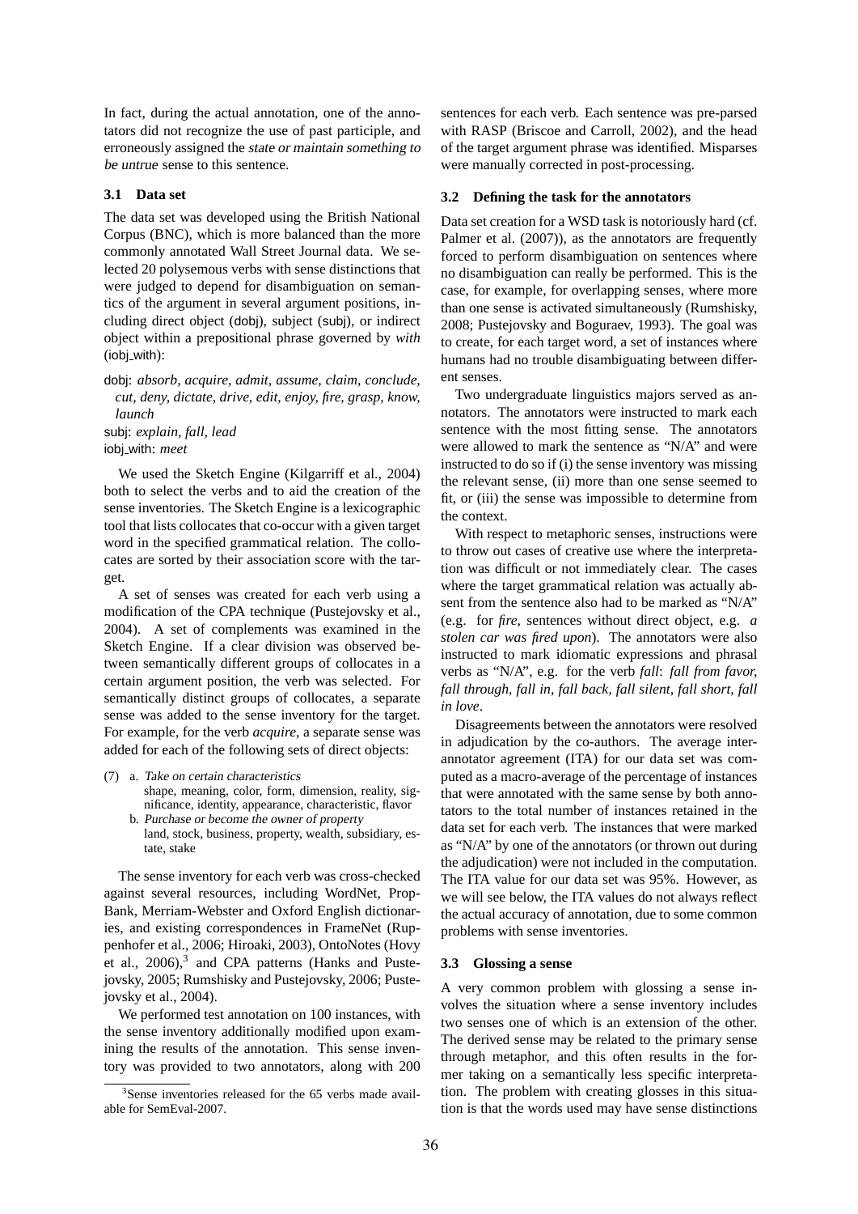In fact, during the actual annotation, one of the annotators did not recognize the use of past participle, and erroneously assigned the *state or maintain something to be untrue* sense to this sentence.

### 3.1 Data set

The data set was developed using the British National Corpus (BNC), which is more balanced than the more commonly annotated Wall Street Journal data. We selected 20 polysemous verbs with sense distinctions that were judged to depend for disambiguation on semantics of the argument in several argument positions, including direct object (dobj), subject (subj), or indirect object within a prepositional phrase governed by *with* (iobj_with):

dobj: *absorb, acquire, admit, assume, claim, conclude, cut, deny, dictate, drive, edit, enjoy, fire, grasp, know, launch*
subj: *explain, fall, lead*
iobj_with: *meet*

We used the Sketch Engine (Kilgarriff et al., 2004) both to select the verbs and to aid the creation of the sense inventories. The Sketch Engine is a lexicographic tool that lists collocates that co-occur with a given target word in the specified grammatical relation. The collocates are sorted by their association score with the target.

A set of senses was created for each verb using a modification of the CPA technique (Pustejovsky et al., 2004). A set of complements was examined in the Sketch Engine. If a clear division was observed between semantically different groups of collocates in a certain argument position, the verb was selected. For semantically distinct groups of collocates, a separate sense was added to the sense inventory for the target. For example, for the verb *acquire*, a separate sense was added for each of the following sets of direct objects:

(7) a. *Take on certain characteristics*
shape, meaning, color, form, dimension, reality, significance, identity, appearance, characteristic, flavor
b. *Purchase or become the owner of property*
land, stock, business, property, wealth, subsidiary, estate, stake

The sense inventory for each verb was cross-checked against several resources, including WordNet, PropBank, Merriam-Webster and Oxford English dictionaries, and existing correspondences in FrameNet (Ruppenhofer et al., 2006; Hiroaki, 2003), OntoNotes (Hovy et al., 2006),[3] and CPA patterns (Hanks and Pustejovsky, 2005; Rumshisky and Pustejovsky, 2006; Pustejovsky et al., 2004).

We performed test annotation on 100 instances, with the sense inventory additionally modified upon examining the results of the annotation. This sense inventory was provided to two annotators, along with 200 sentences for each verb. Each sentence was pre-parsed with RASP (Briscoe and Carroll, 2002), and the head of the target argument phrase was identified. Misparses were manually corrected in post-processing.

[3] Sense inventories released for the 65 verbs made available for SemEval-2007.

### 3.2 Defining the task for the annotators

Data set creation for a WSD task is notoriously hard (cf. Palmer et al. (2007)), as the annotators are frequently forced to perform disambiguation on sentences where no disambiguation can really be performed. This is the case, for example, for overlapping senses, where more than one sense is activated simultaneously (Rumshisky, 2008; Pustejovsky and Boguraev, 1993). The goal was to create, for each target word, a set of instances where humans had no trouble disambiguating between different senses.

Two undergraduate linguistics majors served as annotators. The annotators were instructed to mark each sentence with the most fitting sense. The annotators were allowed to mark the sentence as "N/A" and were instructed to do so if (i) the sense inventory was missing the relevant sense, (ii) more than one sense seemed to fit, or (iii) the sense was impossible to determine from the context.

With respect to metaphoric senses, instructions were to throw out cases of creative use where the interpretation was difficult or not immediately clear. The cases where the target grammatical relation was actually absent from the sentence also had to be marked as "N/A" (e.g. for *fire*, sentences without direct object, e.g. *a stolen car was fired upon*). The annotators were also instructed to mark idiomatic expressions and phrasal verbs as "N/A", e.g. for the verb *fall*: *fall from favor, fall through, fall in, fall back, fall silent, fall short, fall in love*.

Disagreements between the annotators were resolved in adjudication by the co-authors. The average inter-annotator agreement (ITA) for our data set was computed as a macro-average of the percentage of instances that were annotated with the same sense by both annotators to the total number of instances retained in the data set for each verb. The instances that were marked as "N/A" by one of the annotators (or thrown out during the adjudication) were not included in the computation. The ITA value for our data set was 95%. However, as we will see below, the ITA values do not always reflect the actual accuracy of annotation, due to some common problems with sense inventories.

### 3.3 Glossing a sense

A very common problem with glossing a sense involves the situation where a sense inventory includes two senses one of which is an extension of the other. The derived sense may be related to the primary sense through metaphor, and this often results in the former taking on a semantically less specific interpretation. The problem with creating glosses in this situation is that the words used may have sense distinctions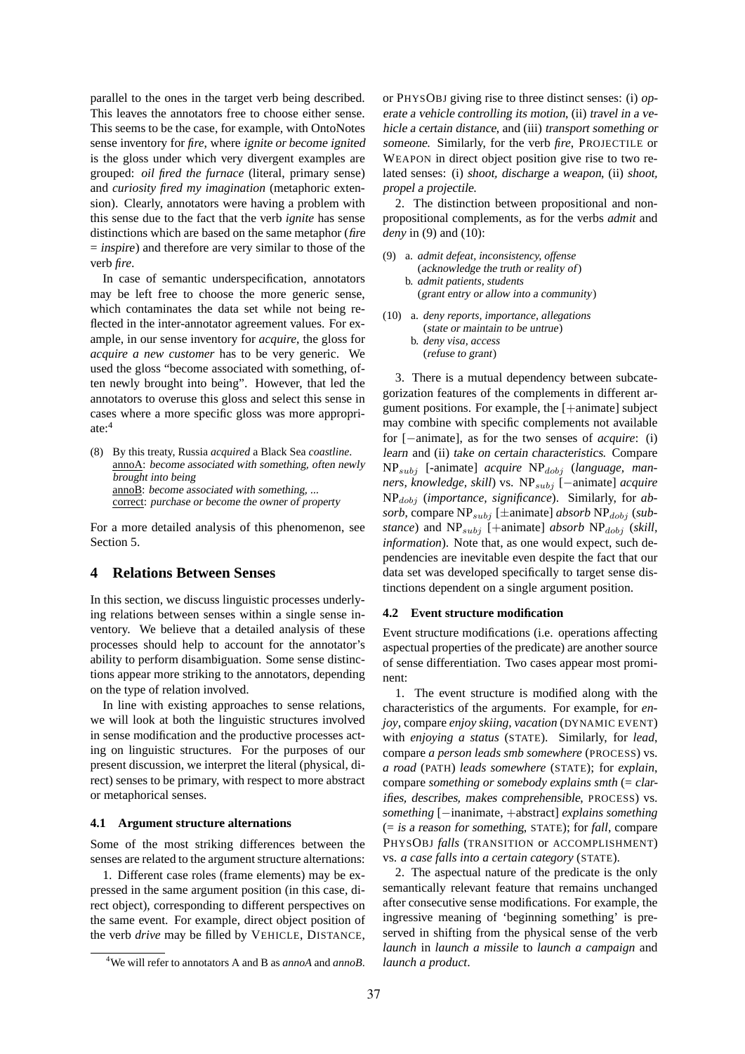parallel to the ones in the target verb being described. This leaves the annotators free to choose either sense. This seems to be the case, for example, with OntoNotes sense inventory for *fire*, where *ignite or become ignited* is the gloss under which very divergent examples are grouped: *oil fired the furnace* (literal, primary sense) and *curiosity fired my imagination* (metaphoric extension). Clearly, annotators were having a problem with this sense due to the fact that the verb *ignite* has sense distinctions which are based on the same metaphor (*fire* = *inspire*) and therefore are very similar to those of the verb *fire*.

In case of semantic underspecification, annotators may be left free to choose the more generic sense, which contaminates the data set while not being reflected in the inter-annotator agreement values. For example, in our sense inventory for *acquire*, the gloss for *acquire a new customer* has to be very generic. We used the gloss "become associated with something, often newly brought into being". However, that led the annotators to overuse this gloss and select this sense in cases where a more specific gloss was more appropriate:[4]

(8) By this treaty, Russia *acquired* a Black Sea *coastline*.
annoA: *become associated with something, often newly brought into being*
annoB: *become associated with something, ...*
correct: *purchase or become the owner of property*

For a more detailed analysis of this phenomenon, see Section 5.

# 4 Relations Between Senses

In this section, we discuss linguistic processes underlying relations between senses within a single sense inventory. We believe that a detailed analysis of these processes should help to account for the annotator's ability to perform disambiguation. Some sense distinctions appear more striking to the annotators, depending on the type of relation involved.

In line with existing approaches to sense relations, we will look at both the linguistic structures involved in sense modification and the productive processes acting on linguistic structures. For the purposes of our present discussion, we interpret the literal (physical, direct) senses to be primary, with respect to more abstract or metaphorical senses.

## 4.1 Argument structure alternations

Some of the most striking differences between the senses are related to the argument structure alternations:

1. Different case roles (frame elements) may be expressed in the same argument position (in this case, direct object), corresponding to different perspectives on the same event. For example, direct object position of the verb *drive* may be filled by VEHICLE, DISTANCE, or PHYSOBJ giving rise to three distinct senses: (i) *operate a vehicle controlling its motion*, (ii) *travel in a vehicle a certain distance*, and (iii) *transport something or someone*. Similarly, for the verb *fire*, PROJECTILE or WEAPON in direct object position give rise to two related senses: (i) *shoot, discharge a weapon*, (ii) *shoot, propel a projectile*.

2. The distinction between propositional and non-propositional complements, as for the verbs *admit* and *deny* in (9) and (10):

(9) a. *admit defeat, inconsistency, offense*
(*acknowledge the truth or reality of*)
b. *admit patients, students*
(*grant entry or allow into a community*)

(10) a. *deny reports, importance, allegations*
(*state or maintain to be untrue*)
b. *deny visa, access*
(*refuse to grant*)

3. There is a mutual dependency between subcategorization features of the complements in different argument positions. For example, the [+animate] subject may combine with specific complements not available for [−animate], as for the two senses of *acquire*: (i) *learn* and (ii) *take on certain characteristics*. Compare $NP_{subj}$ [-animate] *acquire* $NP_{dobj}$ (*language, manners, knowledge, skill*) vs. $NP_{subj}$ [−animate] *acquire* $NP_{dobj}$ (*importance, significance*). Similarly, for *absorb*, compare $NP_{subj}$ [±animate] *absorb* $NP_{dobj}$ (*substance*) and $NP_{subj}$ [+animate] *absorb* $NP_{dobj}$ (*skill, information*). Note that, as one would expect, such dependencies are inevitable even despite the fact that our data set was developed specifically to target sense distinctions dependent on a single argument position.

## 4.2 Event structure modification

Event structure modifications (i.e. operations affecting aspectual properties of the predicate) are another source of sense differentiation. Two cases appear most prominent:

1. The event structure is modified along with the characteristics of the arguments. For example, for *enjoy*, compare *enjoy skiing, vacation* (DYNAMIC EVENT) with *enjoying a status* (STATE). Similarly, for *lead*, compare *a person leads smb somewhere* (PROCESS) vs. *a road* (PATH) *leads somewhere* (STATE); for *explain*, compare *something or somebody explains smth* (= *clarifies, describes, makes comprehensible*, PROCESS) vs. *something* [−inanimate, +abstract] *explains something* (= *is a reason for something*, STATE); for *fall*, compare PHYSOBJ *falls* (TRANSITION or ACCOMPLISHMENT) vs. *a case falls into a certain category* (STATE).

2. The aspectual nature of the predicate is the only semantically relevant feature that remains unchanged after consecutive sense modifications. For example, the ingressive meaning of 'beginning something' is preserved in shifting from the physical sense of the verb *launch* in *launch a missile* to *launch a campaign* and *launch a product*.

[4] We will refer to annotators A and B as *annoA* and *annoB*.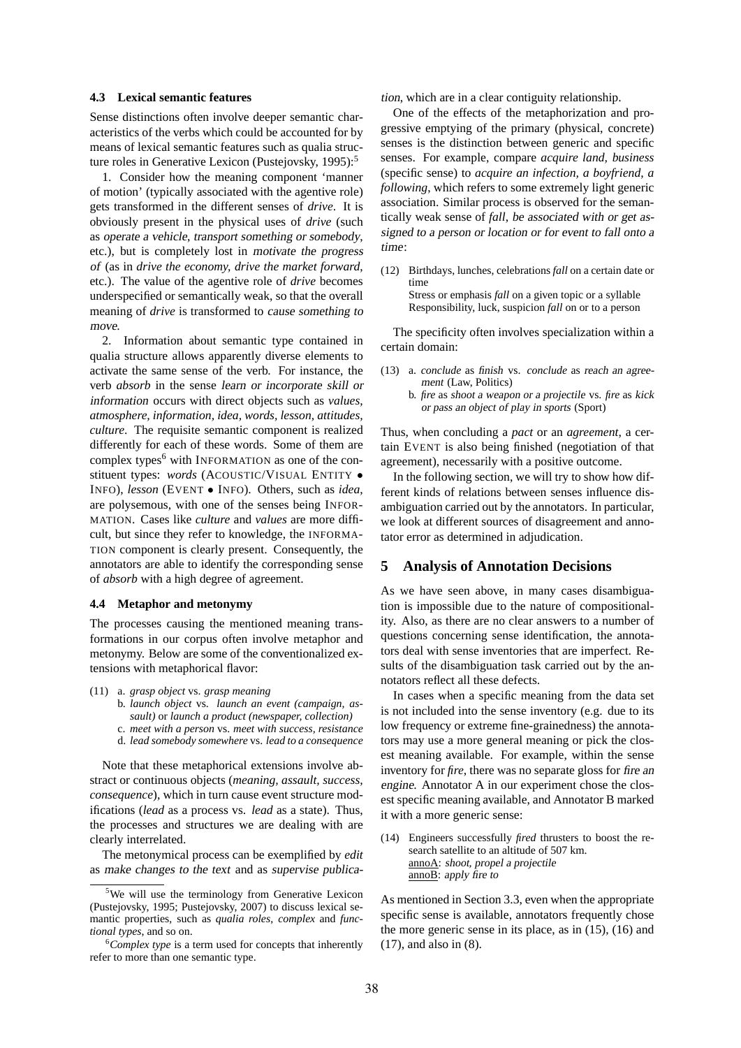### 4.3 Lexical semantic features

Sense distinctions often involve deeper semantic characteristics of the verbs which could be accounted for by means of lexical semantic features such as qualia structure roles in Generative Lexicon (Pustejovsky, 1995):[5]

1. Consider how the meaning component 'manner of motion' (typically associated with the agentive role) gets transformed in the different senses of *drive*. It is obviously present in the physical uses of *drive* (such as *operate a vehicle*, *transport something or somebody*, etc.), but is completely lost in *motivate the progress of* (as in *drive the economy, drive the market forward*, etc.). The value of the agentive role of *drive* becomes underspecified or semantically weak, so that the overall meaning of *drive* is transformed to *cause something to move*.

2. Information about semantic type contained in qualia structure allows apparently diverse elements to activate the same sense of the verb. For instance, the verb *absorb* in the sense *learn or incorporate skill or information* occurs with direct objects such as *values, atmosphere, information, idea, words, lesson, attitudes, culture*. The requisite semantic component is realized differently for each of these words. Some of them are complex types[6] with INFORMATION as one of the constituent types: *words* (ACOUSTIC/VISUAL ENTITY • INFO), *lesson* (EVENT • INFO). Others, such as *idea*, are polysemous, with one of the senses being INFORMATION. Cases like *culture* and *values* are more difficult, but since they refer to knowledge, the INFORMATION component is clearly present. Consequently, the annotators are able to identify the corresponding sense of *absorb* with a high degree of agreement.

### 4.4 Metaphor and metonymy

The processes causing the mentioned meaning transformations in our corpus often involve metaphor and metonymy. Below are some of the conventionalized extensions with metaphorical flavor:

(11) a. *grasp object* vs. *grasp meaning*
b. *launch object* vs. *launch an event (campaign, assault)* or *launch a product (newspaper, collection)*
c. *meet with a person* vs. *meet with success, resistance*
d. *lead somebody somewhere* vs. *lead to a consequence*

Note that these metaphorical extensions involve abstract or continuous objects (*meaning, assault, success, consequence*), which in turn cause event structure modifications (*lead* as a process vs. *lead* as a state). Thus, the processes and structures we are dealing with are clearly interrelated.

The metonymical process can be exemplified by *edit* as *make changes to the text* and as *supervise publication*, which are in a clear contiguity relationship.

One of the effects of the metaphorization and progressive emptying of the primary (physical, concrete) senses is the distinction between generic and specific senses. For example, compare *acquire land, business* (specific sense) to *acquire an infection, a boyfriend, a following*, which refers to some extremely light generic association. Similar process is observed for the semantically weak sense of *fall*, *be associated with or get assigned to a person or location or for event to fall onto a time*:

(12) Birthdays, lunches, celebrations *fall* on a certain date or time
Stress or emphasis *fall* on a given topic or a syllable
Responsibility, luck, suspicion *fall* on or to a person

The specificity often involves specialization within a certain domain:

(13) a. *conclude* as *finish* vs. *conclude* as *reach an agreement* (Law, Politics)
b. *fire* as *shoot a weapon or a projectile* vs. *fire* as *kick or pass an object of play in sports* (Sport)

Thus, when concluding a *pact* or an *agreement*, a certain EVENT is also being finished (negotiation of that agreement), necessarily with a positive outcome.

In the following section, we will try to show how different kinds of relations between senses influence disambiguation carried out by the annotators. In particular, we look at different sources of disagreement and annotator error as determined in adjudication.

## 5 Analysis of Annotation Decisions

As we have seen above, in many cases disambiguation is impossible due to the nature of compositionality. Also, as there are no clear answers to a number of questions concerning sense identification, the annotators deal with sense inventories that are imperfect. Results of the disambiguation task carried out by the annotators reflect all these defects.

In cases when a specific meaning from the data set is not included into the sense inventory (e.g. due to its low frequency or extreme fine-grainedness) the annotators may use a more general meaning or pick the closest meaning available. For example, within the sense inventory for *fire*, there was no separate gloss for *fire an engine*. Annotator A in our experiment chose the closest specific meaning available, and Annotator B marked it with a more generic sense:

(14) Engineers successfully *fired* thrusters to boost the research satellite to an altitude of 507 km.
annoA: *shoot, propel a projectile*
annoB: *apply fire to*

As mentioned in Section 3.3, even when the appropriate specific sense is available, annotators frequently chose the more generic sense in its place, as in (15), (16) and (17), and also in (8).

[5] We will use the terminology from Generative Lexicon (Pustejovsky, 1995; Pustejovsky, 2007) to discuss lexical semantic properties, such as *qualia roles*, *complex* and *functional types*, and so on.

[6] *Complex type* is a term used for concepts that inherently refer to more than one semantic type.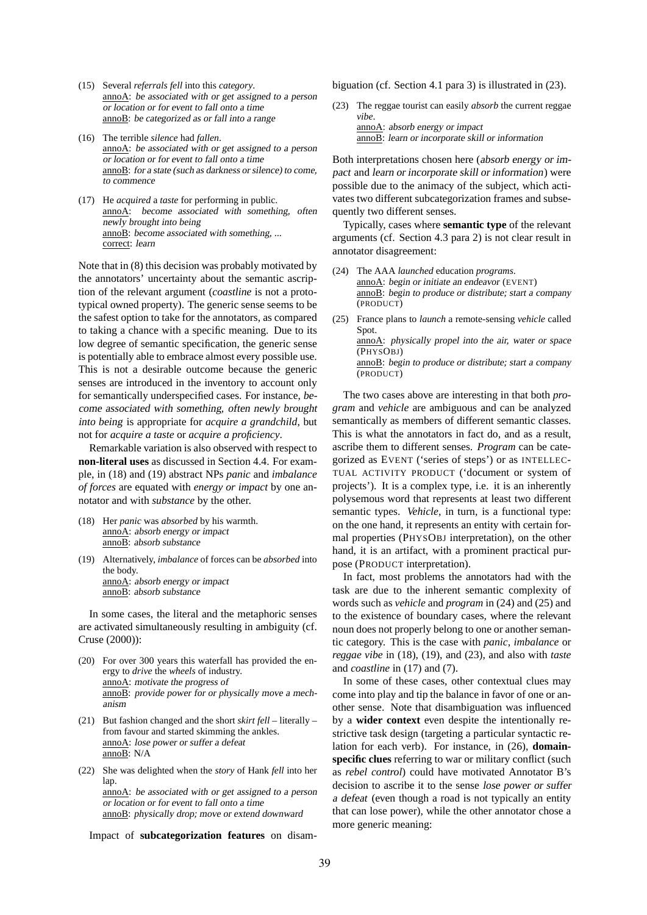(15) Several *referrals fell* into this *category*.
annoA: *be associated with or get assigned to a person or location or for event to fall onto a time*
annoB: *be categorized as or fall into a range*

(16) The terrible *silence* had *fallen*.
annoA: *be associated with or get assigned to a person or location or for event to fall onto a time*
annoB: *for a state (such as darkness or silence) to come, to commence*

(17) He *acquired* a *taste* for performing in public.
annoA: *become associated with something, often newly brought into being*
annoB: *become associated with something, ...*
correct: *learn*

Note that in (8) this decision was probably motivated by the annotators' uncertainty about the semantic ascription of the relevant argument (*coastline* is not a prototypical owned property). The generic sense seems to be the safest option to take for the annotators, as compared to taking a chance with a specific meaning. Due to its low degree of semantic specification, the generic sense is potentially able to embrace almost every possible use. This is not a desirable outcome because the generic senses are introduced in the inventory to account only for semantically underspecified cases. For instance, *become associated with something, often newly brought into being* is appropriate for *acquire a grandchild*, but not for *acquire a taste* or *acquire a proficiency*.

Remarkable variation is also observed with respect to **non-literal uses** as discussed in Section 4.4. For example, in (18) and (19) abstract NPs *panic* and *imbalance of forces* are equated with *energy or impact* by one annotator and with *substance* by the other.

(18) Her *panic* was *absorbed* by his warmth.
annoA: *absorb energy or impact*
annoB: *absorb substance*

(19) Alternatively, *imbalance* of forces can be *absorbed* into the body.
annoA: *absorb energy or impact*
annoB: *absorb substance*

In some cases, the literal and the metaphoric senses are activated simultaneously resulting in ambiguity (cf. Cruse (2000)):

(20) For over 300 years this waterfall has provided the energy to *drive* the *wheels* of industry.
annoA: *motivate the progress of*
annoB: *provide power for or physically move a mechanism*

(21) But fashion changed and the short *skirt fell* – literally – from favour and started skimming the ankles.
annoA: *lose power or suffer a defeat*
annoB: N/A

(22) She was delighted when the *story* of Hank *fell* into her lap.
annoA: *be associated with or get assigned to a person or location or for event to fall onto a time*
annoB: *physically drop; move or extend downward*

Impact of **subcategorization features** on disambiguation (cf. Section 4.1 para 3) is illustrated in (23).

(23) The reggae tourist can easily *absorb* the current reggae *vibe*.
annoA: *absorb energy or impact*
annoB: *learn or incorporate skill or information*

Both interpretations chosen here (*absorb energy or impact* and *learn or incorporate skill or information*) were possible due to the animacy of the subject, which activates two different subcategorization frames and subsequently two different senses.

Typically, cases where **semantic type** of the relevant arguments (cf. Section 4.3 para 2) is not clear result in annotator disagreement:

(24) The AAA *launched* education *programs*.
annoA: *begin or initiate an endeavor* (EVENT)
annoB: *begin to produce or distribute; start a company* (PRODUCT)

(25) France plans to *launch* a remote-sensing *vehicle* called Spot.
annoA: *physically propel into the air, water or space* (PHYSOBJ)
annoB: *begin to produce or distribute; start a company* (PRODUCT)

The two cases above are interesting in that both *program* and *vehicle* are ambiguous and can be analyzed semantically as members of different semantic classes. This is what the annotators in fact do, and as a result, ascribe them to different senses. *Program* can be categorized as EVENT ('series of steps') or as INTELLECTUAL ACTIVITY PRODUCT ('document or system of projects'). It is a complex type, i.e. it is an inherently polysemous word that represents at least two different semantic types. *Vehicle*, in turn, is a functional type: on the one hand, it represents an entity with certain formal properties (PHYSOBJ interpretation), on the other hand, it is an artifact, with a prominent practical purpose (PRODUCT interpretation).

In fact, most problems the annotators had with the task are due to the inherent semantic complexity of words such as *vehicle* and *program* in (24) and (25) and to the existence of boundary cases, where the relevant noun does not properly belong to one or another semantic category. This is the case with *panic*, *imbalance* or *reggae vibe* in (18), (19), and (23), and also with *taste* and *coastline* in (17) and (7).

In some of these cases, other contextual clues may come into play and tip the balance in favor of one or another sense. Note that disambiguation was influenced by a **wider context** even despite the intentionally restrictive task design (targeting a particular syntactic relation for each verb). For instance, in (26), **domain-specific clues** referring to war or military conflict (such as *rebel control*) could have motivated Annotator B's decision to ascribe it to the sense *lose power or suffer a defeat* (even though a road is not typically an entity that can lose power), while the other annotator chose a more generic meaning: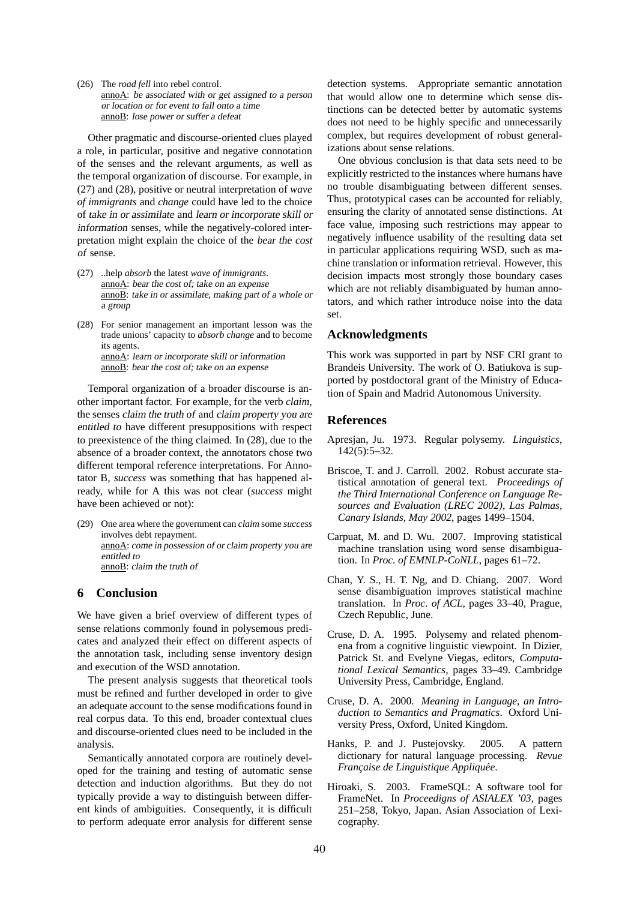(26) The *road fell* into rebel control.
annoA: *be associated with or get assigned to a person or location or for event to fall onto a time*
annoB: *lose power or suffer a defeat*

Other pragmatic and discourse-oriented clues played a role, in particular, positive and negative connotation of the senses and the relevant arguments, as well as the temporal organization of discourse. For example, in (27) and (28), positive or neutral interpretation of *wave of immigrants* and *change* could have led to the choice of *take in or assimilate* and *learn or incorporate skill or information* senses, while the negatively-colored interpretation might explain the choice of the *bear the cost of* sense.

(27) ..help *absorb* the latest *wave of immigrants*.
annoA: *bear the cost of; take on an expense*
annoB: *take in or assimilate, making part of a whole or a group*

(28) For senior management an important lesson was the trade unions' capacity to *absorb change* and to become its agents.
annoA: *learn or incorporate skill or information*
annoB: *bear the cost of; take on an expense*

Temporal organization of a broader discourse is another important factor. For example, for the verb *claim*, the senses *claim the truth of* and *claim property you are entitled to* have different presuppositions with respect to preexistence of the thing claimed. In (28), due to the absence of a broader context, the annotators chose two different temporal reference interpretations. For Annotator B, *success* was something that has happened already, while for A this was not clear (*success* might have been achieved or not):

(29) One area where the government can *claim* some *success* involves debt repayment.
annoA: *come in possession of or claim property you are entitled to*
annoB: *claim the truth of*

## 6 Conclusion

We have given a brief overview of different types of sense relations commonly found in polysemous predicates and analyzed their effect on different aspects of the annotation task, including sense inventory design and execution of the WSD annotation.

The present analysis suggests that theoretical tools must be refined and further developed in order to give an adequate account to the sense modifications found in real corpus data. To this end, broader contextual clues and discourse-oriented clues need to be included in the analysis.

Semantically annotated corpora are routinely developed for the training and testing of automatic sense detection and induction algorithms. But they do not typically provide a way to distinguish between different kinds of ambiguities. Consequently, it is difficult to perform adequate error analysis for different sense detection systems. Appropriate semantic annotation that would allow one to determine which sense distinctions can be detected better by automatic systems does not need to be highly specific and unnecessarily complex, but requires development of robust generalizations about sense relations.

One obvious conclusion is that data sets need to be explicitly restricted to the instances where humans have no trouble disambiguating between different senses. Thus, prototypical cases can be accounted for reliably, ensuring the clarity of annotated sense distinctions. At face value, imposing such restrictions may appear to negatively influence usability of the resulting data set in particular applications requiring WSD, such as machine translation or information retrieval. However, this decision impacts most strongly those boundary cases which are not reliably disambiguated by human annotators, and which rather introduce noise into the data set.

## Acknowledgments

This work was supported in part by NSF CRI grant to Brandeis University. The work of O. Batiukova is supported by postdoctoral grant of the Ministry of Education of Spain and Madrid Autonomous University.

## References

Apresjan, Ju. 1973. Regular polysemy. *Linguistics*, 142(5):5–32.

Briscoe, T. and J. Carroll. 2002. Robust accurate statistical annotation of general text. *Proceedings of the Third International Conference on Language Resources and Evaluation (LREC 2002), Las Palmas, Canary Islands, May 2002*, pages 1499–1504.

Carpuat, M. and D. Wu. 2007. Improving statistical machine translation using word sense disambiguation. In *Proc. of EMNLP-CoNLL*, pages 61–72.

Chan, Y. S., H. T. Ng, and D. Chiang. 2007. Word sense disambiguation improves statistical machine translation. In *Proc. of ACL*, pages 33–40, Prague, Czech Republic, June.

Cruse, D. A. 1995. Polysemy and related phenomena from a cognitive linguistic viewpoint. In Dizier, Patrick St. and Evelyne Viegas, editors, *Computational Lexical Semantics*, pages 33–49. Cambridge University Press, Cambridge, England.

Cruse, D. A. 2000. *Meaning in Language, an Introduction to Semantics and Pragmatics*. Oxford University Press, Oxford, United Kingdom.

Hanks, P. and J. Pustejovsky. 2005. A pattern dictionary for natural language processing. *Revue Française de Linguistique Appliquée*.

Hiroaki, S. 2003. FrameSQL: A software tool for FrameNet. In *Proceedigns of ASIALEX '03*, pages 251–258, Tokyo, Japan. Asian Association of Lexicography.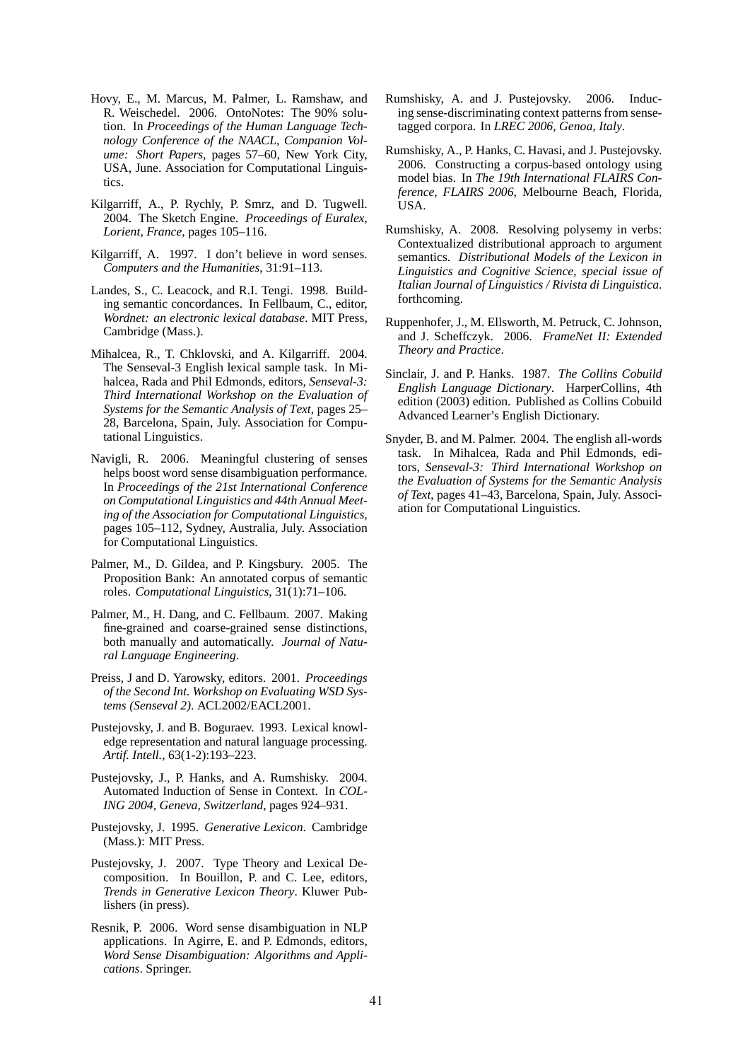Hovy, E., M. Marcus, M. Palmer, L. Ramshaw, and R. Weischedel. 2006. OntoNotes: The 90% solution. In *Proceedings of the Human Language Technology Conference of the NAACL, Companion Volume: Short Papers*, pages 57–60, New York City, USA, June. Association for Computational Linguistics.

Kilgarriff, A., P. Rychly, P. Smrz, and D. Tugwell. 2004. The Sketch Engine. *Proceedings of Euralex, Lorient, France*, pages 105–116.

Kilgarriff, A. 1997. I don't believe in word senses. *Computers and the Humanities*, 31:91–113.

Landes, S., C. Leacock, and R.I. Tengi. 1998. Building semantic concordances. In Fellbaum, C., editor, *Wordnet: an electronic lexical database*. MIT Press, Cambridge (Mass.).

Mihalcea, R., T. Chklovski, and A. Kilgarriff. 2004. The Senseval-3 English lexical sample task. In Mihalcea, Rada and Phil Edmonds, editors, *Senseval-3: Third International Workshop on the Evaluation of Systems for the Semantic Analysis of Text*, pages 25–28, Barcelona, Spain, July. Association for Computational Linguistics.

Navigli, R. 2006. Meaningful clustering of senses helps boost word sense disambiguation performance. In *Proceedings of the 21st International Conference on Computational Linguistics and 44th Annual Meeting of the Association for Computational Linguistics*, pages 105–112, Sydney, Australia, July. Association for Computational Linguistics.

Palmer, M., D. Gildea, and P. Kingsbury. 2005. The Proposition Bank: An annotated corpus of semantic roles. *Computational Linguistics*, 31(1):71–106.

Palmer, M., H. Dang, and C. Fellbaum. 2007. Making fine-grained and coarse-grained sense distinctions, both manually and automatically. *Journal of Natural Language Engineering*.

Preiss, J and D. Yarowsky, editors. 2001. *Proceedings of the Second Int. Workshop on Evaluating WSD Systems (Senseval 2)*. ACL2002/EACL2001.

Pustejovsky, J. and B. Boguraev. 1993. Lexical knowledge representation and natural language processing. *Artif. Intell.*, 63(1-2):193–223.

Pustejovsky, J., P. Hanks, and A. Rumshisky. 2004. Automated Induction of Sense in Context. In *COLING 2004, Geneva, Switzerland*, pages 924–931.

Pustejovsky, J. 1995. *Generative Lexicon*. Cambridge (Mass.): MIT Press.

Pustejovsky, J. 2007. Type Theory and Lexical Decomposition. In Bouillon, P. and C. Lee, editors, *Trends in Generative Lexicon Theory*. Kluwer Publishers (in press).

Resnik, P. 2006. Word sense disambiguation in NLP applications. In Agirre, E. and P. Edmonds, editors, *Word Sense Disambiguation: Algorithms and Applications*. Springer.

Rumshisky, A. and J. Pustejovsky. 2006. Inducing sense-discriminating context patterns from sense-tagged corpora. In *LREC 2006, Genoa, Italy*.

Rumshisky, A., P. Hanks, C. Havasi, and J. Pustejovsky. 2006. Constructing a corpus-based ontology using model bias. In *The 19th International FLAIRS Conference, FLAIRS 2006*, Melbourne Beach, Florida, USA.

Rumshisky, A. 2008. Resolving polysemy in verbs: Contextualized distributional approach to argument semantics. *Distributional Models of the Lexicon in Linguistics and Cognitive Science, special issue of Italian Journal of Linguistics / Rivista di Linguistica*. forthcoming.

Ruppenhofer, J., M. Ellsworth, M. Petruck, C. Johnson, and J. Scheffczyk. 2006. *FrameNet II: Extended Theory and Practice*.

Sinclair, J. and P. Hanks. 1987. *The Collins Cobuild English Language Dictionary*. HarperCollins, 4th edition (2003) edition. Published as Collins Cobuild Advanced Learner's English Dictionary.

Snyder, B. and M. Palmer. 2004. The english all-words task. In Mihalcea, Rada and Phil Edmonds, editors, *Senseval-3: Third International Workshop on the Evaluation of Systems for the Semantic Analysis of Text*, pages 41–43, Barcelona, Spain, July. Association for Computational Linguistics.